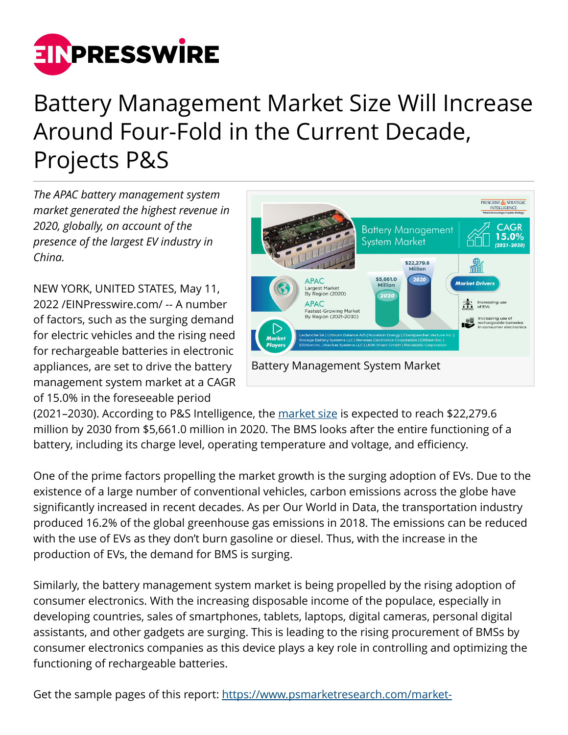# Battery Management Market Size Will Increase Around Four-Fold in the Current Decade, Projects P&S

*The APAC battery management system market generated the highest revenue in 2020, globally, on account of the presence of the largest EV industry in China.*

Battery Management System Market

NEW YORK, UNITED STATES, May 11, 2022 /EINPresswire.com/ -- A number of factors, such as the surging demand for electric vehicles and the rising need for rechargeable batteries in electronic appliances, are set to drive the battery management system market at a CAGR of 15.0% in the foreseeable period (2021–2030). According to P&S Intelligence, the [market size](https://www.psmarketresearch.com/market-) is expected to reach $22,279.6 million by 2030 from $5,661.0 million in 2020. The BMS looks after the entire functioning of a battery, including its charge level, operating temperature and voltage, and efficiency.

One of the prime factors propelling the market growth is the surging adoption of EVs. Due to the existence of a large number of conventional vehicles, carbon emissions across the globe have significantly increased in recent decades. As per Our World in Data, the transportation industry produced 16.2% of the global greenhouse gas emissions in 2018. The emissions can be reduced with the use of EVs as they don't burn gasoline or diesel. Thus, with the increase in the production of EVs, the demand for BMS is surging.

Similarly, the battery management system market is being propelled by the rising adoption of consumer electronics. With the increasing disposable income of the populace, especially in developing countries, sales of smartphones, tablets, laptops, digital cameras, personal digital assistants, and other gadgets are surging. This is leading to the rising procurement of BMSs by consumer electronics companies as this device plays a key role in controlling and optimizing the functioning of rechargeable batteries.

Get the sample pages of this report: [https://www.psmarketresearch.com/market-](https://www.psmarketresearch.com/market-)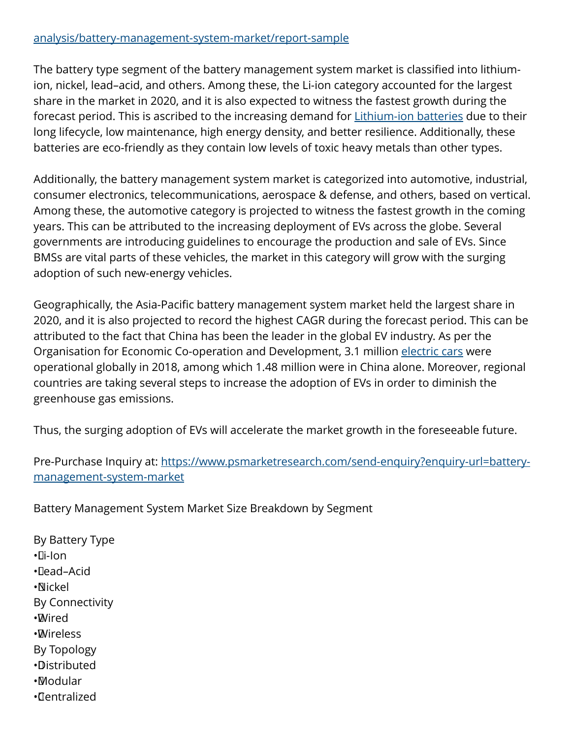analysis/battery-management-system-market/report-sample

The battery type segment of the battery management system market is classified into lithium-ion, nickel, lead–acid, and others. Among these, the Li-ion category accounted for the largest share in the market in 2020, and it is also expected to witness the fastest growth during the forecast period. This is ascribed to the increasing demand for Lithium-ion batteries due to their long lifecycle, low maintenance, high energy density, and better resilience. Additionally, these batteries are eco-friendly as they contain low levels of toxic heavy metals than other types.

Additionally, the battery management system market is categorized into automotive, industrial, consumer electronics, telecommunications, aerospace & defense, and others, based on vertical. Among these, the automotive category is projected to witness the fastest growth in the coming years. This can be attributed to the increasing deployment of EVs across the globe. Several governments are introducing guidelines to encourage the production and sale of EVs. Since BMSs are vital parts of these vehicles, the market in this category will grow with the surging adoption of such new-energy vehicles.

Geographically, the Asia-Pacific battery management system market held the largest share in 2020, and it is also projected to record the highest CAGR during the forecast period. This can be attributed to the fact that China has been the leader in the global EV industry. As per the Organisation for Economic Co-operation and Development, 3.1 million electric cars were operational globally in 2018, among which 1.48 million were in China alone. Moreover, regional countries are taking several steps to increase the adoption of EVs in order to diminish the greenhouse gas emissions.

Thus, the surging adoption of EVs will accelerate the market growth in the foreseeable future.

Pre-Purchase Inquiry at: https://www.psmarketresearch.com/send-enquiry?enquiry-url=battery-management-system-market

Battery Management System Market Size Breakdown by Segment

By Battery Type
- Li-Ion
- Lead–Acid
- Nickel

By Connectivity
- Wired
- Wireless

By Topology
- Distributed
- Modular
- Centralized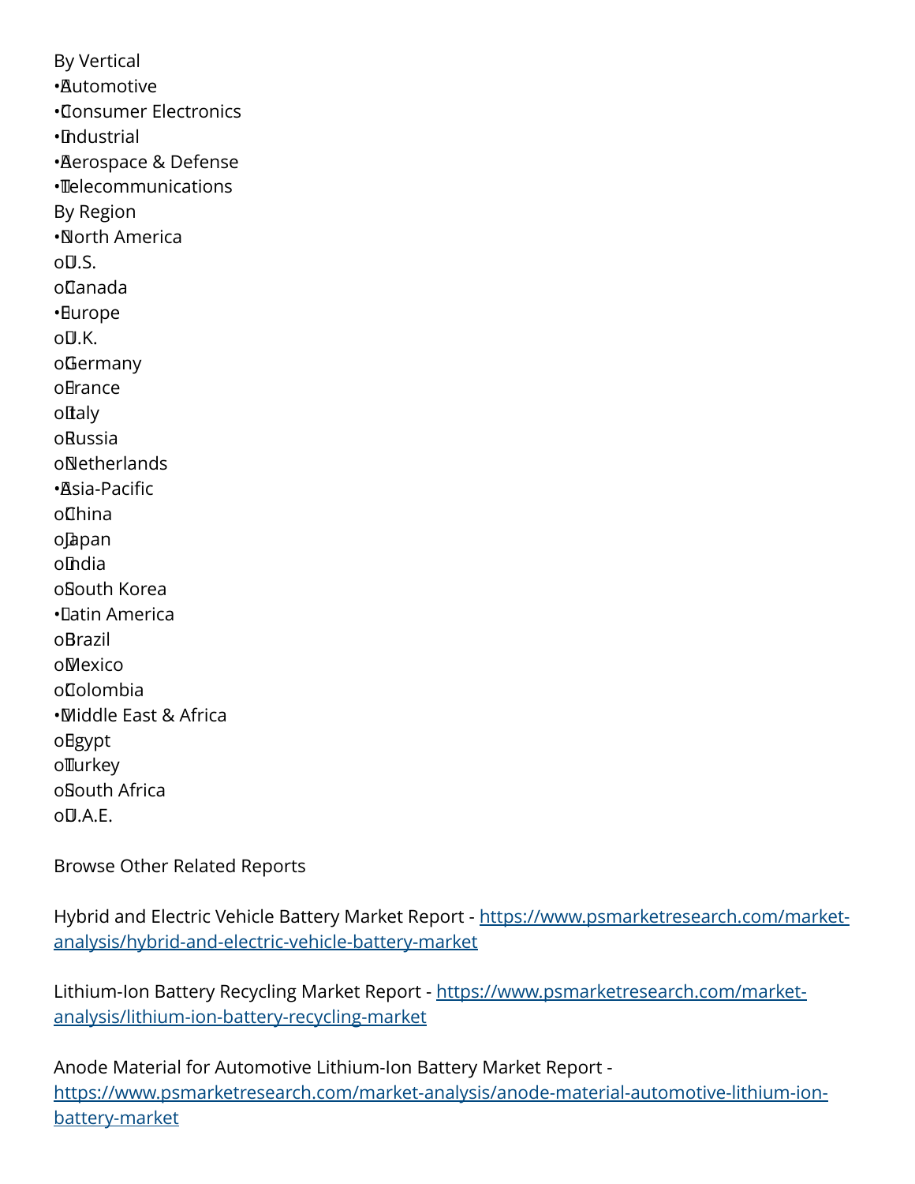By Vertical

- Automotive
- Consumer Electronics
- Industrial
- Aerospace & Defense
- Telecommunications

By Region

- North America
  - U.S.
  - Canada
- Europe
  - U.K.
  - Germany
  - France
  - Italy
  - Russia
  - Netherlands
- Asia-Pacific
  - China
  - Japan
  - India
  - South Korea
- Latin America
  - Brazil
  - Mexico
  - Colombia
- Middle East & Africa
  - Egypt
  - Turkey
  - South Africa
  - U.A.E.

Browse Other Related Reports

Hybrid and Electric Vehicle Battery Market Report - [https://www.psmarketresearch.com/market-analysis/hybrid-and-electric-vehicle-battery-market](https://www.psmarketresearch.com/market-analysis/hybrid-and-electric-vehicle-battery-market)

Lithium-Ion Battery Recycling Market Report - [https://www.psmarketresearch.com/market-analysis/lithium-ion-battery-recycling-market](https://www.psmarketresearch.com/market-analysis/lithium-ion-battery-recycling-market)

Anode Material for Automotive Lithium-Ion Battery Market Report - [https://www.psmarketresearch.com/market-analysis/anode-material-automotive-lithium-ion-battery-market](https://www.psmarketresearch.com/market-analysis/anode-material-automotive-lithium-ion-battery-market)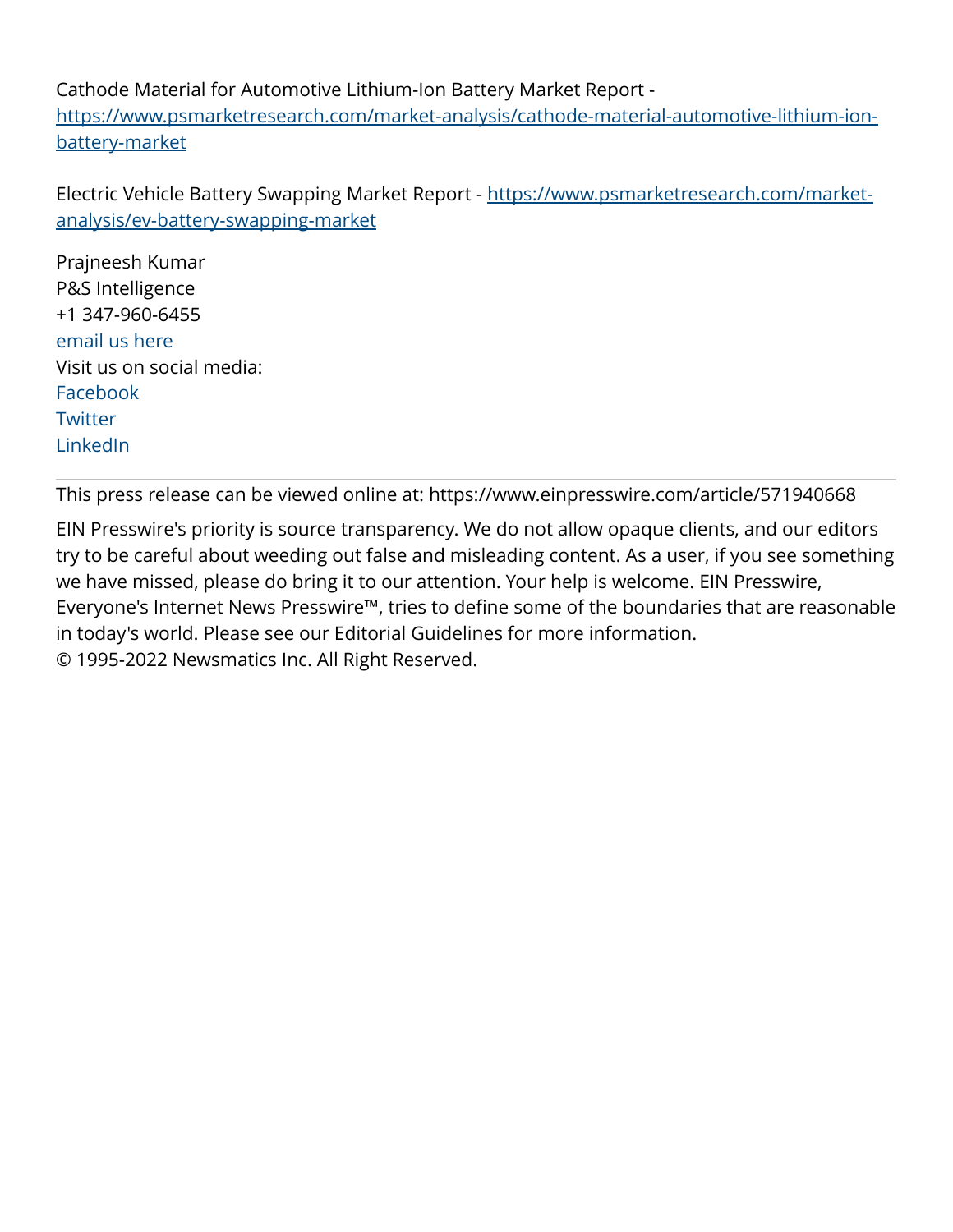Cathode Material for Automotive Lithium-Ion Battery Market Report - https://www.psmarketresearch.com/market-analysis/cathode-material-automotive-lithium-ion-battery-market

Electric Vehicle Battery Swapping Market Report - https://www.psmarketresearch.com/market-analysis/ev-battery-swapping-market

Prajneesh Kumar
P&S Intelligence
+1 347-960-6455
email us here
Visit us on social media:
Facebook
Twitter
LinkedIn

---

This press release can be viewed online at: https://www.einpresswire.com/article/571940668

EIN Presswire's priority is source transparency. We do not allow opaque clients, and our editors try to be careful about weeding out false and misleading content. As a user, if you see something we have missed, please do bring it to our attention. Your help is welcome. EIN Presswire, Everyone's Internet News Presswire™, tries to define some of the boundaries that are reasonable in today's world. Please see our Editorial Guidelines for more information.
© 1995-2022 Newsmatics Inc. All Right Reserved.